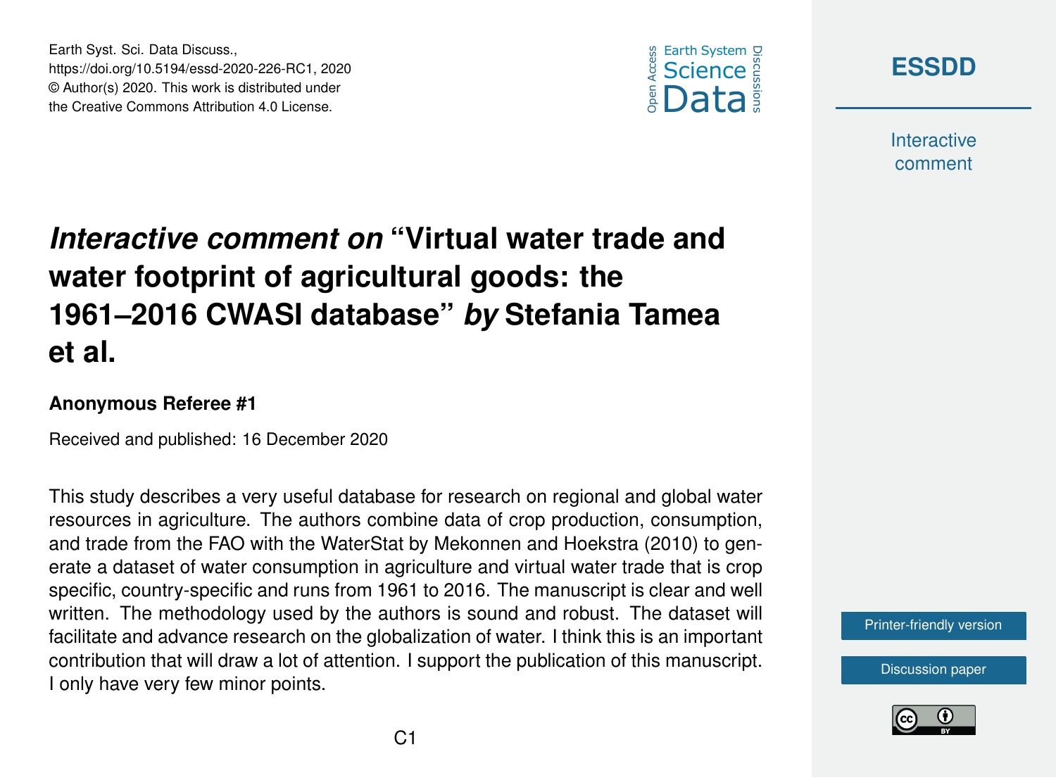# *Interactive comment on* "Virtual water trade and water footprint of agricultural goods: the 1961–2016 CWASI database" *by* Stefania Tamea et al.

**Anonymous Referee #1**

Received and published: 16 December 2020

This study describes a very useful database for research on regional and global water resources in agriculture. The authors combine data of crop production, consumption, and trade from the FAO with the WaterStat by Mekonnen and Hoekstra (2010) to generate a dataset of water consumption in agriculture and virtual water trade that is crop specific, country-specific and runs from 1961 to 2016. The manuscript is clear and well written. The methodology used by the authors is sound and robust. The dataset will facilitate and advance research on the globalization of water. I think this is an important contribution that will draw a lot of attention. I support the publication of this manuscript. I only have very few minor points.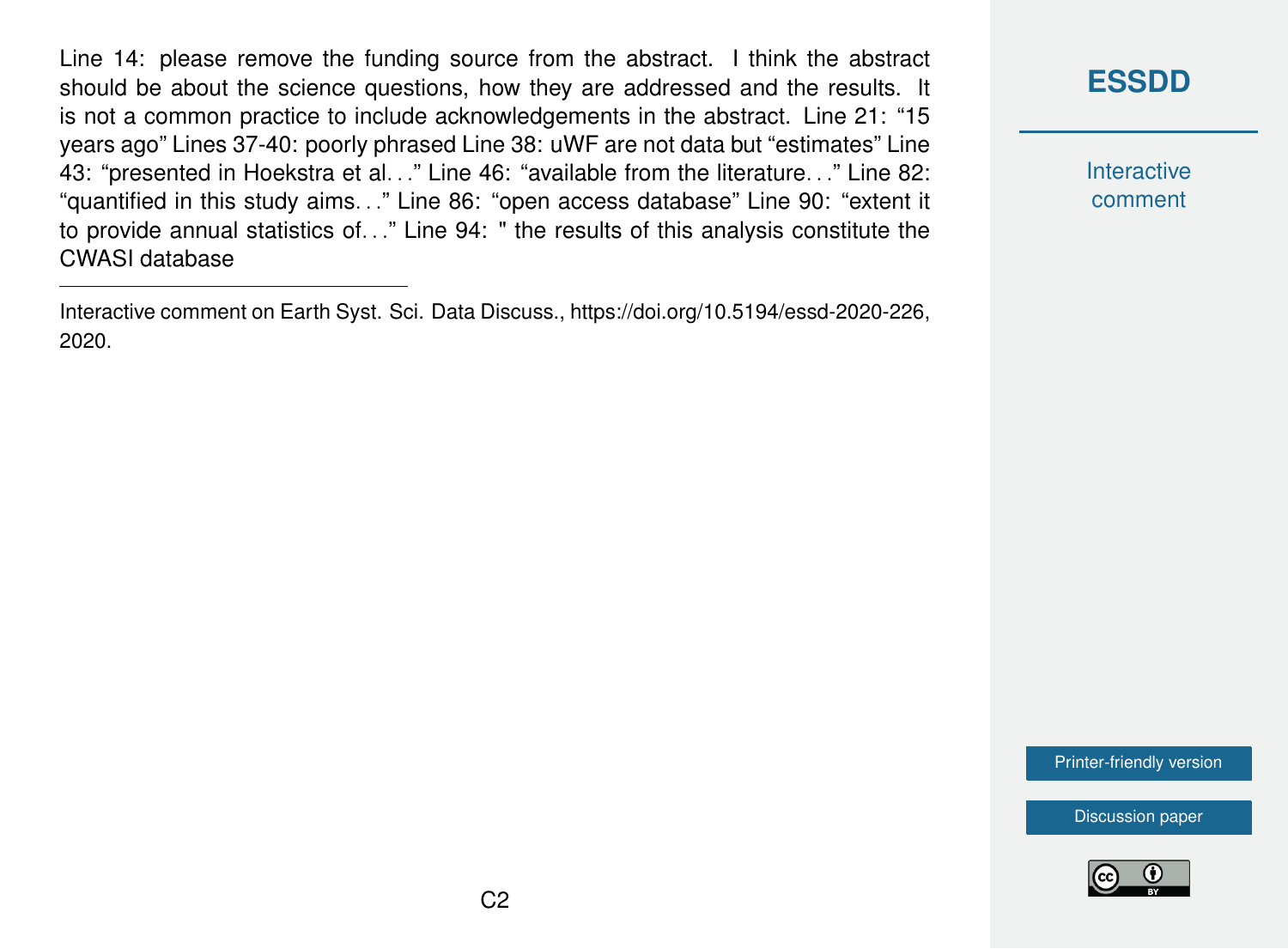Line 14: please remove the funding source from the abstract. I think the abstract should be about the science questions, how they are addressed and the results. It is not a common practice to include acknowledgements in the abstract. Line 21: "15 years ago" Lines 37-40: poorly phrased Line 38: uWF are not data but "estimates" Line 43: "presented in Hoekstra et al..." Line 46: "available from the literature..." Line 82: "quantified in this study aims..." Line 86: "open access database" Line 90: "extent it to provide annual statistics of..." Line 94: " the results of this analysis constitute the CWASI database

---

Interactive comment on Earth Syst. Sci. Data Discuss., https://doi.org/10.5194/essd-2020-226, 2020.